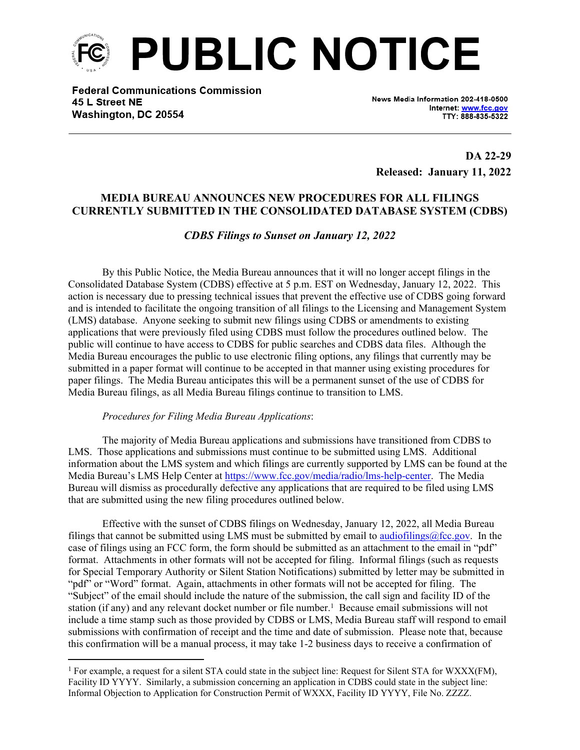# PUBLIC NOTICE

**Federal Communications Commission**
**45 L Street NE**
**Washington, DC 20554**

News Media Information 202-418-0500
Internet: www.fcc.gov
TTY: 888-835-5322

**DA 22-29**
**Released: January 11, 2022**

## MEDIA BUREAU ANNOUNCES NEW PROCEDURES FOR ALL FILINGS CURRENTLY SUBMITTED IN THE CONSOLIDATED DATABASE SYSTEM (CDBS)

### *CDBS Filings to Sunset on January 12, 2022*

By this Public Notice, the Media Bureau announces that it will no longer accept filings in the Consolidated Database System (CDBS) effective at 5 p.m. EST on Wednesday, January 12, 2022. This action is necessary due to pressing technical issues that prevent the effective use of CDBS going forward and is intended to facilitate the ongoing transition of all filings to the Licensing and Management System (LMS) database. Anyone seeking to submit new filings using CDBS or amendments to existing applications that were previously filed using CDBS must follow the procedures outlined below. The public will continue to have access to CDBS for public searches and CDBS data files. Although the Media Bureau encourages the public to use electronic filing options, any filings that currently may be submitted in a paper format will continue to be accepted in that manner using existing procedures for paper filings. The Media Bureau anticipates this will be a permanent sunset of the use of CDBS for Media Bureau filings, as all Media Bureau filings continue to transition to LMS.

*Procedures for Filing Media Bureau Applications*:

The majority of Media Bureau applications and submissions have transitioned from CDBS to LMS. Those applications and submissions must continue to be submitted using LMS. Additional information about the LMS system and which filings are currently supported by LMS can be found at the Media Bureau's LMS Help Center at https://www.fcc.gov/media/radio/lms-help-center. The Media Bureau will dismiss as procedurally defective any applications that are required to be filed using LMS that are submitted using the new filing procedures outlined below.

Effective with the sunset of CDBS filings on Wednesday, January 12, 2022, all Media Bureau filings that cannot be submitted using LMS must be submitted by email to audiofilings@fcc.gov. In the case of filings using an FCC form, the form should be submitted as an attachment to the email in "pdf" format. Attachments in other formats will not be accepted for filing. Informal filings (such as requests for Special Temporary Authority or Silent Station Notifications) submitted by letter may be submitted in "pdf" or "Word" format. Again, attachments in other formats will not be accepted for filing. The "Subject" of the email should include the nature of the submission, the call sign and facility ID of the station (if any) and any relevant docket number or file number.[1] Because email submissions will not include a time stamp such as those provided by CDBS or LMS, Media Bureau staff will respond to email submissions with confirmation of receipt and the time and date of submission. Please note that, because this confirmation will be a manual process, it may take 1-2 business days to receive a confirmation of

[1] For example, a request for a silent STA could state in the subject line: Request for Silent STA for WXXX(FM), Facility ID YYYY. Similarly, a submission concerning an application in CDBS could state in the subject line: Informal Objection to Application for Construction Permit of WXXX, Facility ID YYYY, File No. ZZZZ.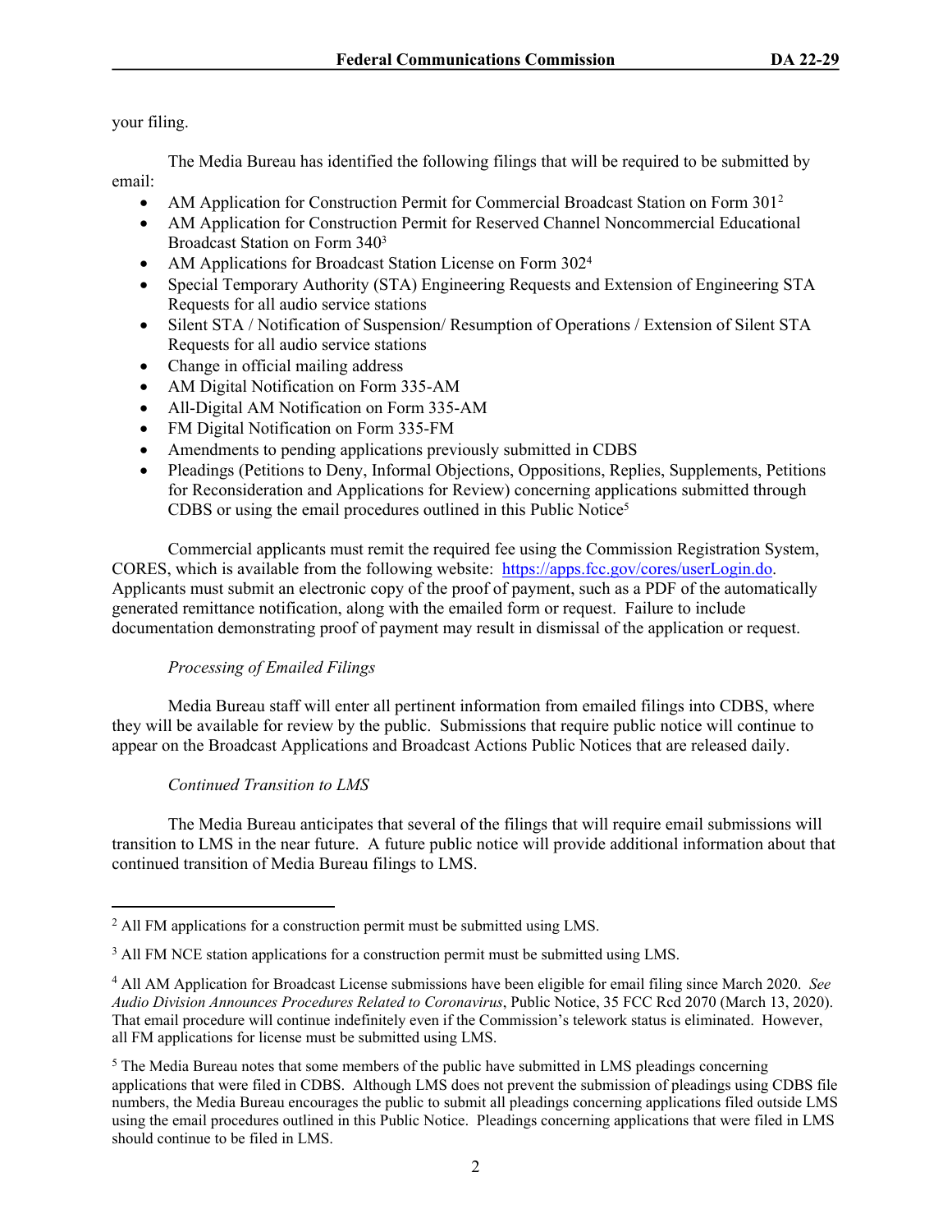your filing.

The Media Bureau has identified the following filings that will be required to be submitted by email:

- AM Application for Construction Permit for Commercial Broadcast Station on Form 301[2]
- AM Application for Construction Permit for Reserved Channel Noncommercial Educational Broadcast Station on Form 340[3]
- AM Applications for Broadcast Station License on Form 302[4]
- Special Temporary Authority (STA) Engineering Requests and Extension of Engineering STA Requests for all audio service stations
- Silent STA / Notification of Suspension/ Resumption of Operations / Extension of Silent STA Requests for all audio service stations
- Change in official mailing address
- AM Digital Notification on Form 335-AM
- All-Digital AM Notification on Form 335-AM
- FM Digital Notification on Form 335-FM
- Amendments to pending applications previously submitted in CDBS
- Pleadings (Petitions to Deny, Informal Objections, Oppositions, Replies, Supplements, Petitions for Reconsideration and Applications for Review) concerning applications submitted through CDBS or using the email procedures outlined in this Public Notice[5]

Commercial applicants must remit the required fee using the Commission Registration System, CORES, which is available from the following website: [https://apps.fcc.gov/cores/userLogin.do](https://apps.fcc.gov/cores/userLogin.do). Applicants must submit an electronic copy of the proof of payment, such as a PDF of the automatically generated remittance notification, along with the emailed form or request. Failure to include documentation demonstrating proof of payment may result in dismissal of the application or request.

*Processing of Emailed Filings*

Media Bureau staff will enter all pertinent information from emailed filings into CDBS, where they will be available for review by the public. Submissions that require public notice will continue to appear on the Broadcast Applications and Broadcast Actions Public Notices that are released daily.

*Continued Transition to LMS*

The Media Bureau anticipates that several of the filings that will require email submissions will transition to LMS in the near future. A future public notice will provide additional information about that continued transition of Media Bureau filings to LMS.

---

[2] All FM applications for a construction permit must be submitted using LMS.

[3] All FM NCE station applications for a construction permit must be submitted using LMS.

[4] All AM Application for Broadcast License submissions have been eligible for email filing since March 2020. *See Audio Division Announces Procedures Related to Coronavirus*, Public Notice, 35 FCC Rcd 2070 (March 13, 2020). That email procedure will continue indefinitely even if the Commission's telework status is eliminated. However, all FM applications for license must be submitted using LMS.

[5] The Media Bureau notes that some members of the public have submitted in LMS pleadings concerning applications that were filed in CDBS. Although LMS does not prevent the submission of pleadings using CDBS file numbers, the Media Bureau encourages the public to submit all pleadings concerning applications filed outside LMS using the email procedures outlined in this Public Notice. Pleadings concerning applications that were filed in LMS should continue to be filed in LMS.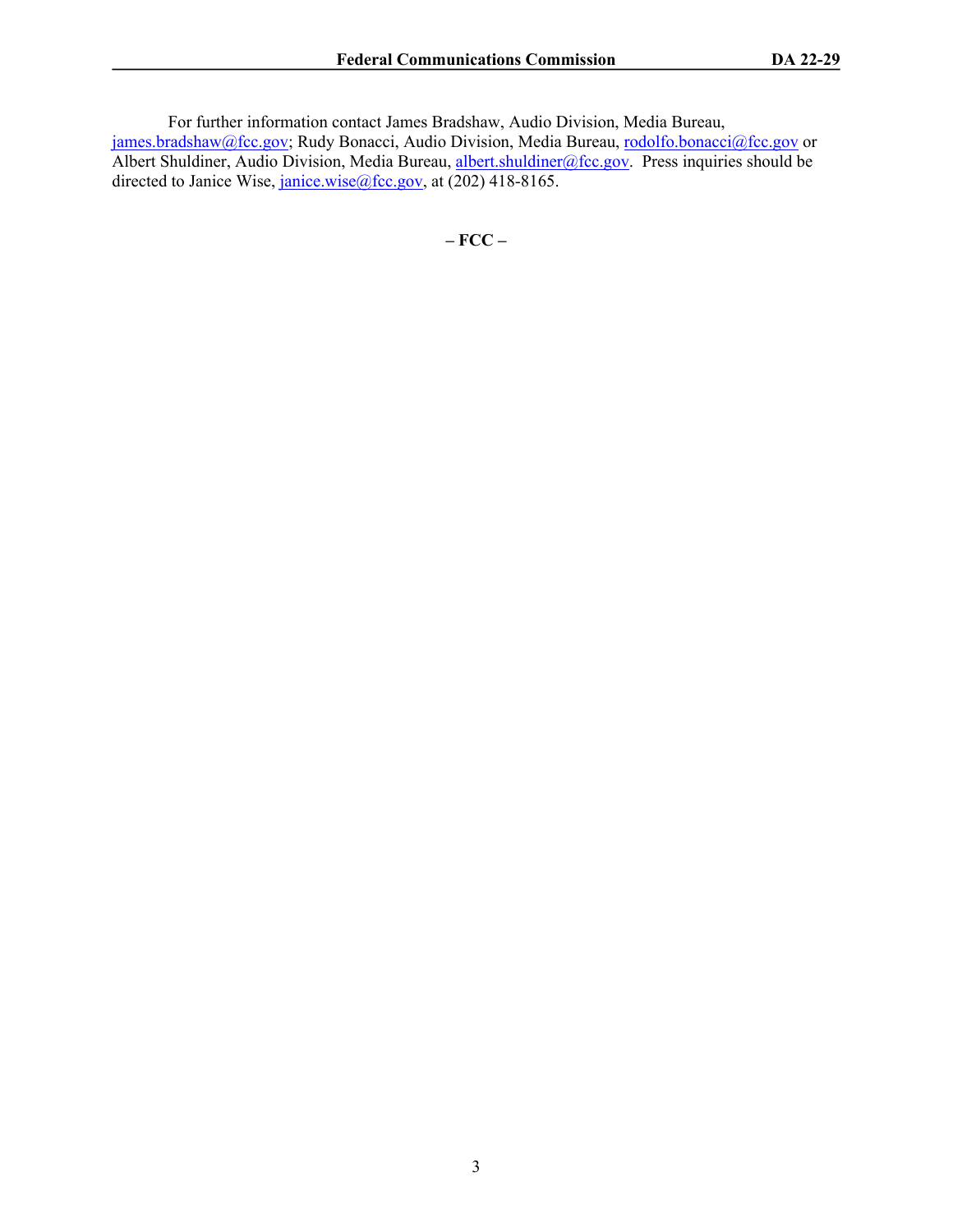For further information contact James Bradshaw, Audio Division, Media Bureau, james.bradshaw@fcc.gov; Rudy Bonacci, Audio Division, Media Bureau, rodolfo.bonacci@fcc.gov or Albert Shuldiner, Audio Division, Media Bureau, albert.shuldiner@fcc.gov. Press inquiries should be directed to Janice Wise, janice.wise@fcc.gov, at (202) 418-8165.

**– FCC –**